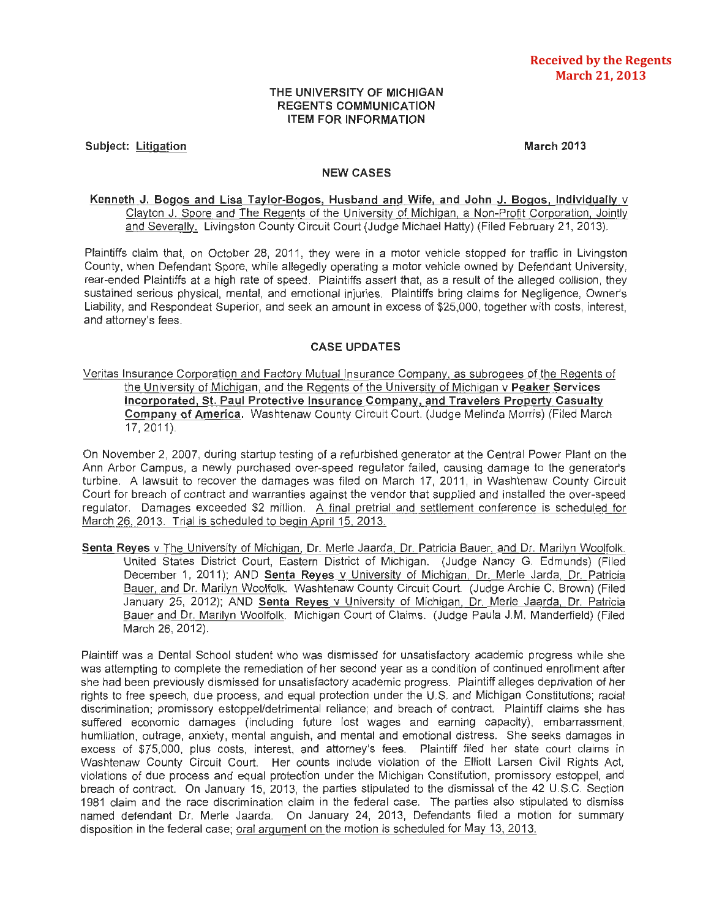**Received by the Regents March 21, 2013**

THE UNIVERSITY OF MICHIGAN
REGENTS COMMUNICATION
ITEM FOR INFORMATION

**Subject: Litigation** **March 2013**

## NEW CASES

**Kenneth J. Bogos and Lisa Taylor-Bogos, Husband and Wife, and John J. Bogos, Individually** v Clayton J. Spore and The Regents of the University of Michigan, a Non-Profit Corporation, Jointly and Severally. Livingston County Circuit Court (Judge Michael Hatty) (Filed February 21, 2013).

Plaintiffs claim that, on October 28, 2011, they were in a motor vehicle stopped for traffic in Livingston County, when Defendant Spore, while allegedly operating a motor vehicle owned by Defendant University, rear-ended Plaintiffs at a high rate of speed. Plaintiffs assert that, as a result of the alleged collision, they sustained serious physical, mental, and emotional injuries. Plaintiffs bring claims for Negligence, Owner's Liability, and Respondeat Superior, and seek an amount in excess of $25,000, together with costs, interest, and attorney's fees.

## CASE UPDATES

Veritas Insurance Corporation and Factory Mutual Insurance Company, as subrogees of the Regents of the University of Michigan, and the Regents of the University of Michigan v **Peaker Services Incorporated, St. Paul Protective Insurance Company, and Travelers Property Casualty Company of America.** Washtenaw County Circuit Court. (Judge Melinda Morris) (Filed March 17, 2011).

On November 2, 2007, during startup testing of a refurbished generator at the Central Power Plant on the Ann Arbor Campus, a newly purchased over-speed regulator failed, causing damage to the generator's turbine. A lawsuit to recover the damages was filed on March 17, 2011, in Washtenaw County Circuit Court for breach of contract and warranties against the vendor that supplied and installed the over-speed regulator. Damages exceeded $2 million. A final pretrial and settlement conference is scheduled for March 26, 2013. Trial is scheduled to begin April 15, 2013.

**Senta Reyes** v The University of Michigan, Dr. Merle Jaarda, Dr. Patricia Bauer, and Dr. Marilyn Woolfolk. United States District Court, Eastern District of Michigan. (Judge Nancy G. Edmunds) (Filed December 1, 2011); AND **Senta Reyes** v University of Michigan, Dr. Merle Jarda, Dr. Patricia Bauer, and Dr. Marilyn Woolfolk. Washtenaw County Circuit Court. (Judge Archie C. Brown) (Filed January 25, 2012); AND **Senta Reyes** v University of Michigan, Dr. Merle Jaarda, Dr. Patricia Bauer and Dr. Marilyn Woolfolk. Michigan Court of Claims. (Judge Paula J.M. Manderfield) (Filed March 26, 2012).

Plaintiff was a Dental School student who was dismissed for unsatisfactory academic progress while she was attempting to complete the remediation of her second year as a condition of continued enrollment after she had been previously dismissed for unsatisfactory academic progress. Plaintiff alleges deprivation of her rights to free speech, due process, and equal protection under the U.S. and Michigan Constitutions; racial discrimination; promissory estoppel/detrimental reliance; and breach of contract. Plaintiff claims she has suffered economic damages (including future lost wages and earning capacity), embarrassment, humiliation, outrage, anxiety, mental anguish, and mental and emotional distress. She seeks damages in excess of $75,000, plus costs, interest, and attorney's fees. Plaintiff filed her state court claims in Washtenaw County Circuit Court. Her counts include violation of the Elliott Larsen Civil Rights Act, violations of due process and equal protection under the Michigan Constitution, promissory estoppel, and breach of contract. On January 15, 2013, the parties stipulated to the dismissal of the 42 U.S.C. Section 1981 claim and the race discrimination claim in the federal case. The parties also stipulated to dismiss named defendant Dr. Merle Jaarda. On January 24, 2013, Defendants filed a motion for summary disposition in the federal case; oral argument on the motion is scheduled for May 13, 2013.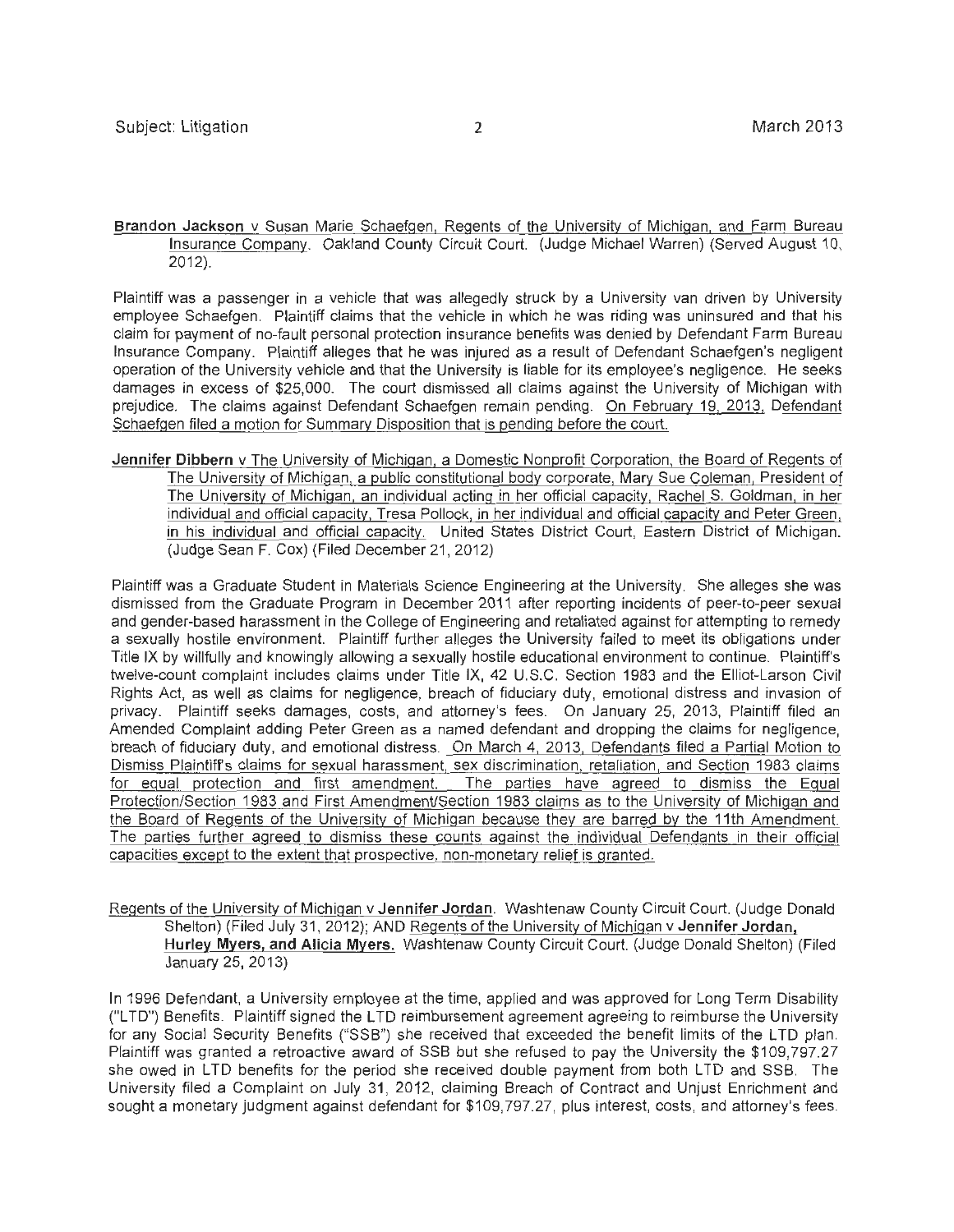**Brandon Jackson** v Susan Marie Schaefgen, Regents of the University of Michigan, and Farm Bureau Insurance Company. Oakland County Circuit Court. (Judge Michael Warren) (Served August 10, 2012).

Plaintiff was a passenger in a vehicle that was allegedly struck by a University van driven by University employee Schaefgen. Plaintiff claims that the vehicle in which he was riding was uninsured and that his claim for payment of no-fault personal protection insurance benefits was denied by Defendant Farm Bureau Insurance Company. Plaintiff alleges that he was injured as a result of Defendant Schaefgen's negligent operation of the University vehicle and that the University is liable for its employee's negligence. He seeks damages in excess of $25,000. The court dismissed all claims against the University of Michigan with prejudice. The claims against Defendant Schaefgen remain pending. On February 19, 2013, Defendant Schaefgen filed a motion for Summary Disposition that is pending before the court.

**Jennifer Dibbern** v The University of Michigan, a Domestic Nonprofit Corporation, the Board of Regents of The University of Michigan, a public constitutional body corporate, Mary Sue Coleman, President of The University of Michigan, an individual acting in her official capacity, Rachel S. Goldman, in her individual and official capacity, Tresa Pollock, in her individual and official capacity and Peter Green, in his individual and official capacity. United States District Court, Eastern District of Michigan. (Judge Sean F. Cox) (Filed December 21, 2012)

Plaintiff was a Graduate Student in Materials Science Engineering at the University. She alleges she was dismissed from the Graduate Program in December 2011 after reporting incidents of peer-to-peer sexual and gender-based harassment in the College of Engineering and retaliated against for attempting to remedy a sexually hostile environment. Plaintiff further alleges the University failed to meet its obligations under Title IX by willfully and knowingly allowing a sexually hostile educational environment to continue. Plaintiff's twelve-count complaint includes claims under Title IX, 42 U.S.C. Section 1983 and the Elliot-Larson Civil Rights Act, as well as claims for negligence, breach of fiduciary duty, emotional distress and invasion of privacy. Plaintiff seeks damages, costs, and attorney's fees. On January 25, 2013, Plaintiff filed an Amended Complaint adding Peter Green as a named defendant and dropping the claims for negligence, breach of fiduciary duty, and emotional distress. On March 4, 2013, Defendants filed a Partial Motion to Dismiss Plaintiff's claims for sexual harassment, sex discrimination, retaliation, and Section 1983 claims for equal protection and first amendment. The parties have agreed to dismiss the Equal Protection/Section 1983 and First Amendment/Section 1983 claims as to the University of Michigan and the Board of Regents of the University of Michigan because they are barred by the 11th Amendment. The parties further agreed to dismiss these counts against the individual Defendants in their official capacities except to the extent that prospective, non-monetary relief is granted.

Regents of the University of Michigan v **Jennifer Jordan**. Washtenaw County Circuit Court. (Judge Donald Shelton) (Filed July 31, 2012); AND Regents of the University of Michigan v **Jennifer Jordan, Hurley Myers, and Alicia Myers.** Washtenaw County Circuit Court. (Judge Donald Shelton) (Filed January 25, 2013)

In 1996 Defendant, a University employee at the time, applied and was approved for Long Term Disability ("LTD") Benefits. Plaintiff signed the LTD reimbursement agreement agreeing to reimburse the University for any Social Security Benefits ("SSB") she received that exceeded the benefit limits of the LTD plan. Plaintiff was granted a retroactive award of SSB but she refused to pay the University the $109,797.27 she owed in LTD benefits for the period she received double payment from both LTD and SSB. The University filed a Complaint on July 31, 2012, claiming Breach of Contract and Unjust Enrichment and sought a monetary judgment against defendant for $109,797.27, plus interest, costs, and attorney's fees.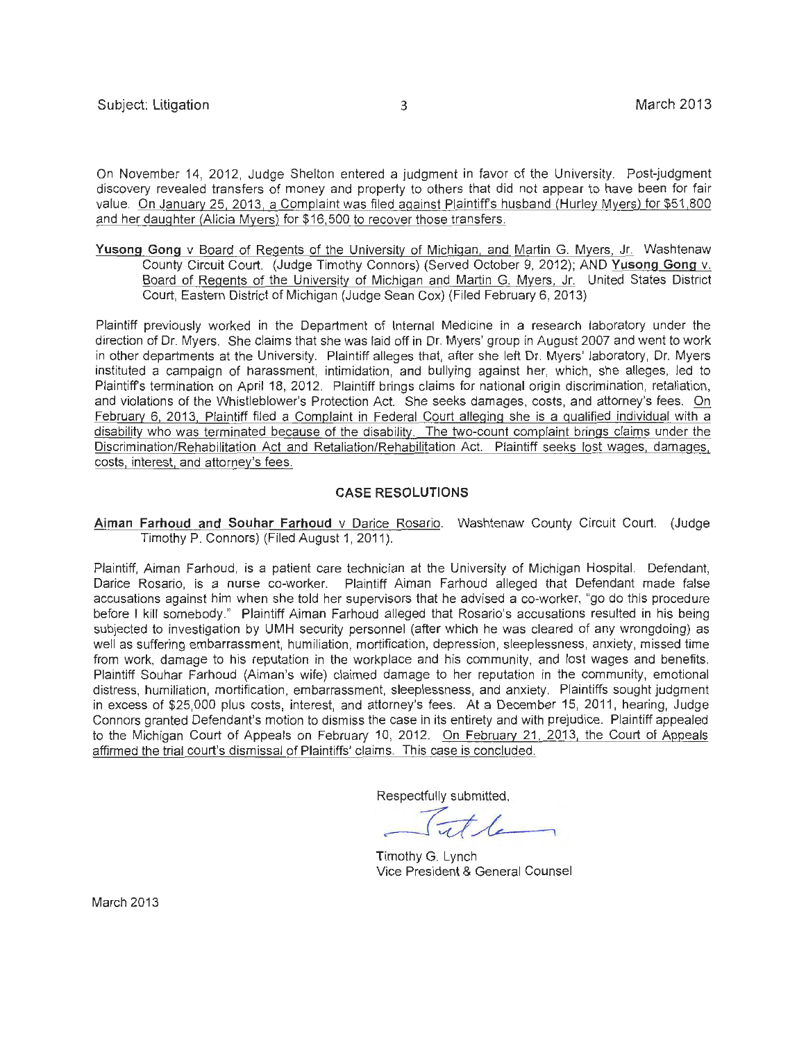On November 14, 2012, Judge Shelton entered a judgment in favor of the University. Post-judgment discovery revealed transfers of money and property to others that did not appear to have been for fair value. On January 25, 2013, a Complaint was filed against Plaintiff's husband (Hurley Myers) for $51,800 and her daughter (Alicia Myers) for $16,500 to recover those transfers.

**Yusong Gong** v Board of Regents of the University of Michigan, and Martin G. Myers, Jr. Washtenaw County Circuit Court. (Judge Timothy Connors) (Served October 9, 2012); AND **Yusong Gong** v. Board of Regents of the University of Michigan and Martin G. Myers, Jr. United States District Court, Eastern District of Michigan (Judge Sean Cox) (Filed February 6, 2013)

Plaintiff previously worked in the Department of Internal Medicine in a research laboratory under the direction of Dr. Myers. She claims that she was laid off in Dr. Myers' group in August 2007 and went to work in other departments at the University. Plaintiff alleges that, after she left Dr. Myers' laboratory, Dr. Myers instituted a campaign of harassment, intimidation, and bullying against her, which, she alleges, led to Plaintiff's termination on April 18, 2012. Plaintiff brings claims for national origin discrimination, retaliation, and violations of the Whistleblower's Protection Act. She seeks damages, costs, and attorney's fees. On February 6, 2013, Plaintiff filed a Complaint in Federal Court alleging she is a qualified individual with a disability who was terminated because of the disability. The two-count complaint brings claims under the Discrimination/Rehabilitation Act and Retaliation/Rehabilitation Act. Plaintiff seeks lost wages, damages, costs, interest, and attorney's fees.

## CASE RESOLUTIONS

**Aiman Farhoud and Souhar Farhoud** v Darice Rosario. Washtenaw County Circuit Court. (Judge Timothy P. Connors) (Filed August 1, 2011).

Plaintiff, Aiman Farhoud, is a patient care technician at the University of Michigan Hospital. Defendant, Darice Rosario, is a nurse co-worker. Plaintiff Aiman Farhoud alleged that Defendant made false accusations against him when she told her supervisors that he advised a co-worker, "go do this procedure before I kill somebody." Plaintiff Aiman Farhoud alleged that Rosario's accusations resulted in his being subjected to investigation by UMH security personnel (after which he was cleared of any wrongdoing) as well as suffering embarrassment, humiliation, mortification, depression, sleeplessness, anxiety, missed time from work, damage to his reputation in the workplace and his community, and lost wages and benefits. Plaintiff Souhar Farhoud (Aiman's wife) claimed damage to her reputation in the community, emotional distress, humiliation, mortification, embarrassment, sleeplessness, and anxiety. Plaintiffs sought judgment in excess of $25,000 plus costs, interest, and attorney's fees. At a December 15, 2011, hearing, Judge Connors granted Defendant's motion to dismiss the case in its entirety and with prejudice. Plaintiff appealed to the Michigan Court of Appeals on February 10, 2012. On February 21, 2013, the Court of Appeals affirmed the trial court's dismissal of Plaintiffs' claims. This case is concluded.

Respectfully submitted,

Timothy G. Lynch
Vice President & General Counsel

March 2013